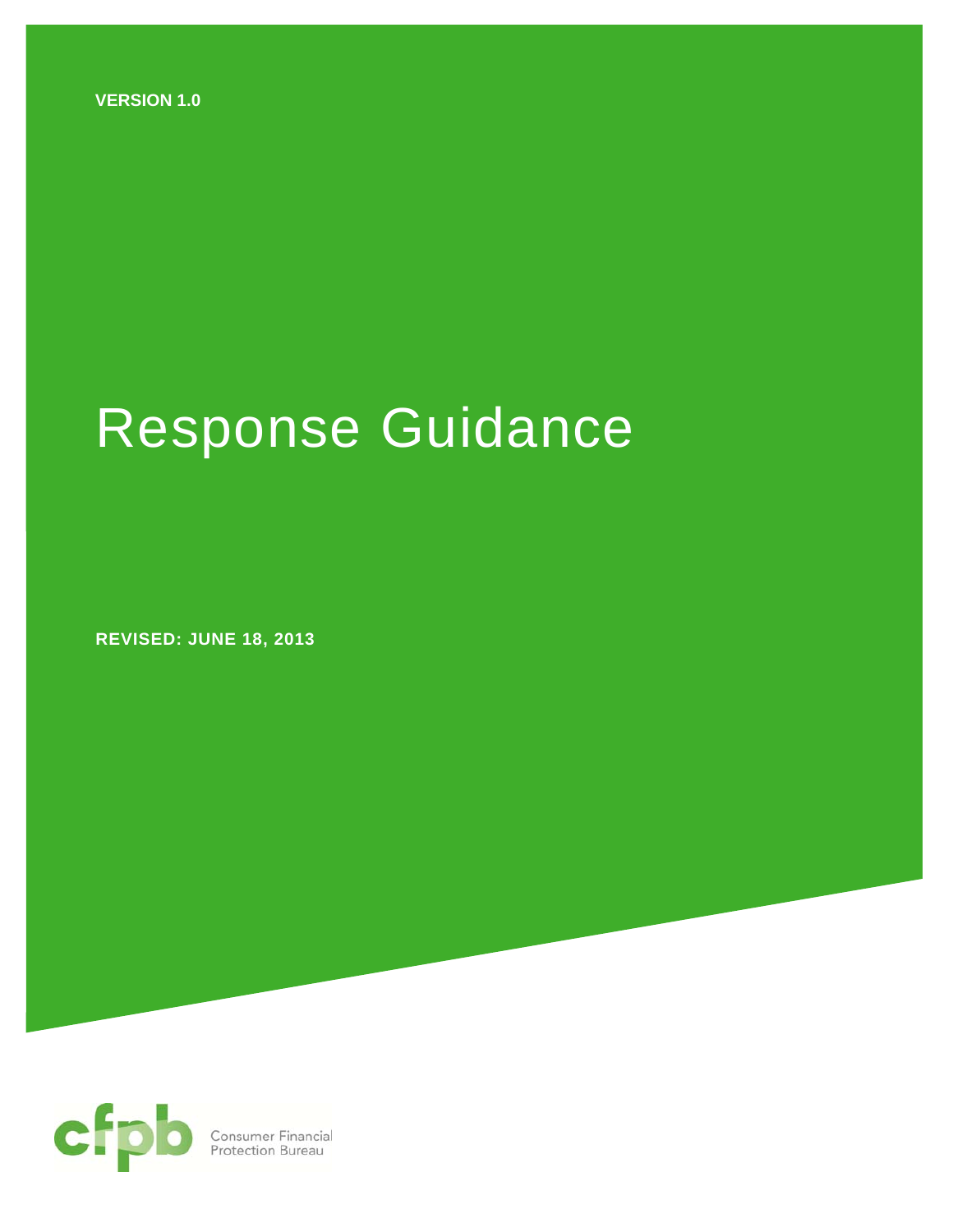VERSION 1.0

# Response Guidance

REVISED: JUNE 18, 2013

cfpb Consumer Financial Protection Bureau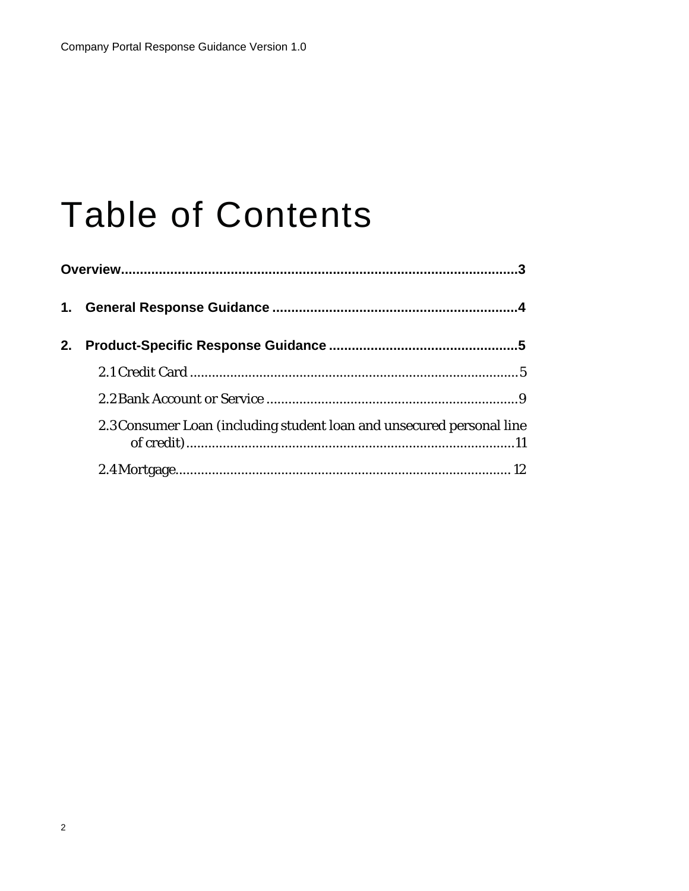# Table of Contents

**Overview**......................................................................................................**3**

**1. General Response Guidance** ................................................................**4**

**2. Product-Specific Response Guidance** ..................................................**5**

- 2.1 Credit Card ........................................................................................5
- 2.2 Bank Account or Service ....................................................................9
- 2.3 Consumer Loan (including student loan and unsecured personal line of credit)..........................................................................................11
- 2.4 Mortgage............................................................................................12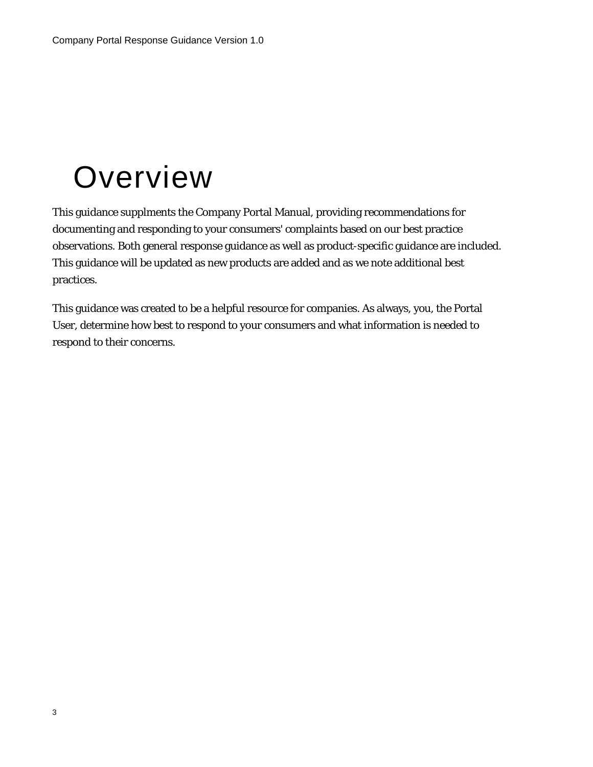# Overview

This guidance supplments the Company Portal Manual, providing recommendations for documenting and responding to your consumers' complaints based on our best practice observations. Both general response guidance as well as product-specific guidance are included. This guidance will be updated as new products are added and as we note additional best practices.

This guidance was created to be a helpful resource for companies. As always, you, the Portal User, determine how best to respond to your consumers and what information is needed to respond to their concerns.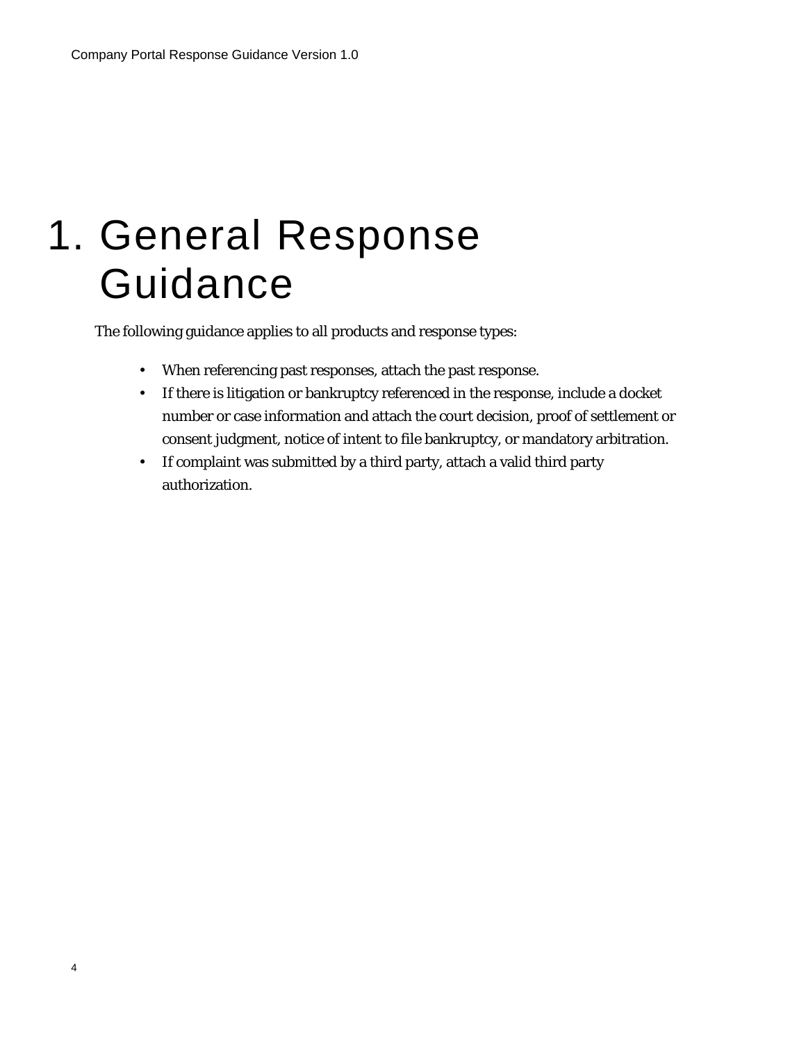# 1. General Response Guidance

The following guidance applies to all products and response types:

- When referencing past responses, attach the past response.
- If there is litigation or bankruptcy referenced in the response, include a docket number or case information and attach the court decision, proof of settlement or consent judgment, notice of intent to file bankruptcy, or mandatory arbitration.
- If complaint was submitted by a third party, attach a valid third party authorization.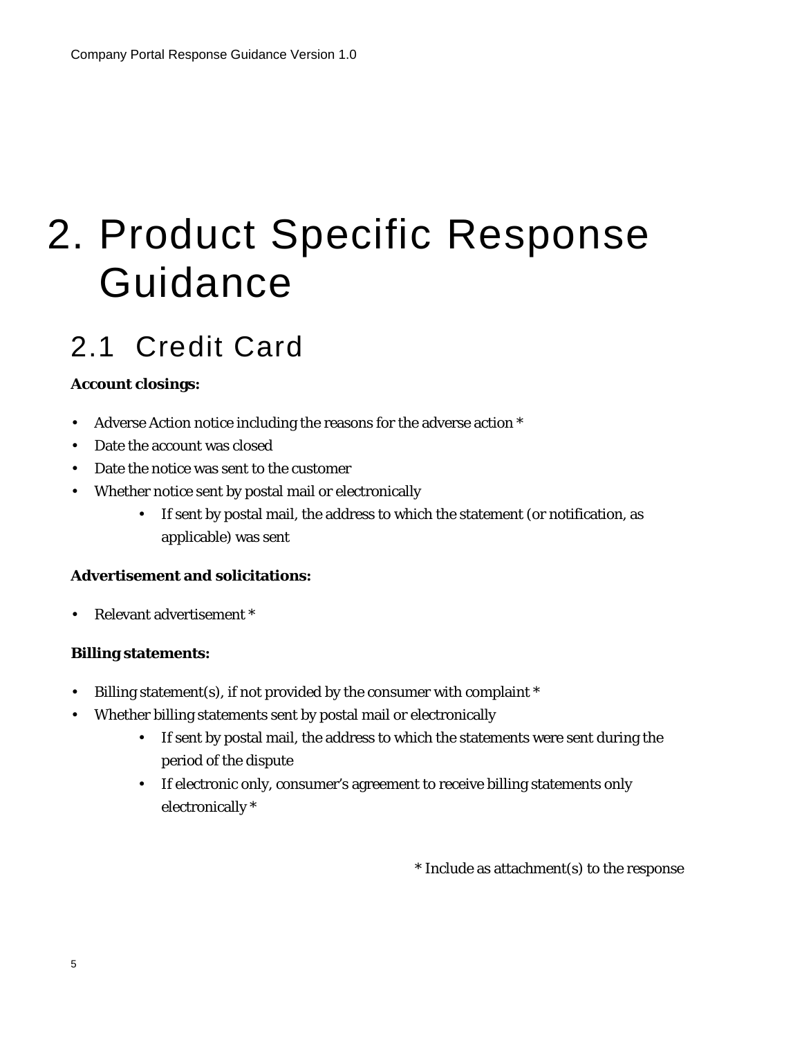# 2. Product Specific Response Guidance

## 2.1 Credit Card

**Account closings:**

- Adverse Action notice including the reasons for the adverse action *
- Date the account was closed
- Date the notice was sent to the customer
- Whether notice sent by postal mail or electronically
    - If sent by postal mail, the address to which the statement (or notification, as applicable) was sent

**Advertisement and solicitations:**

- Relevant advertisement *

**Billing statements:**

- Billing statement(s), if not provided by the consumer with complaint *
- Whether billing statements sent by postal mail or electronically
    - If sent by postal mail, the address to which the statements were sent during the period of the dispute
    - If electronic only, consumer's agreement to receive billing statements only electronically *

\* Include as attachment(s) to the response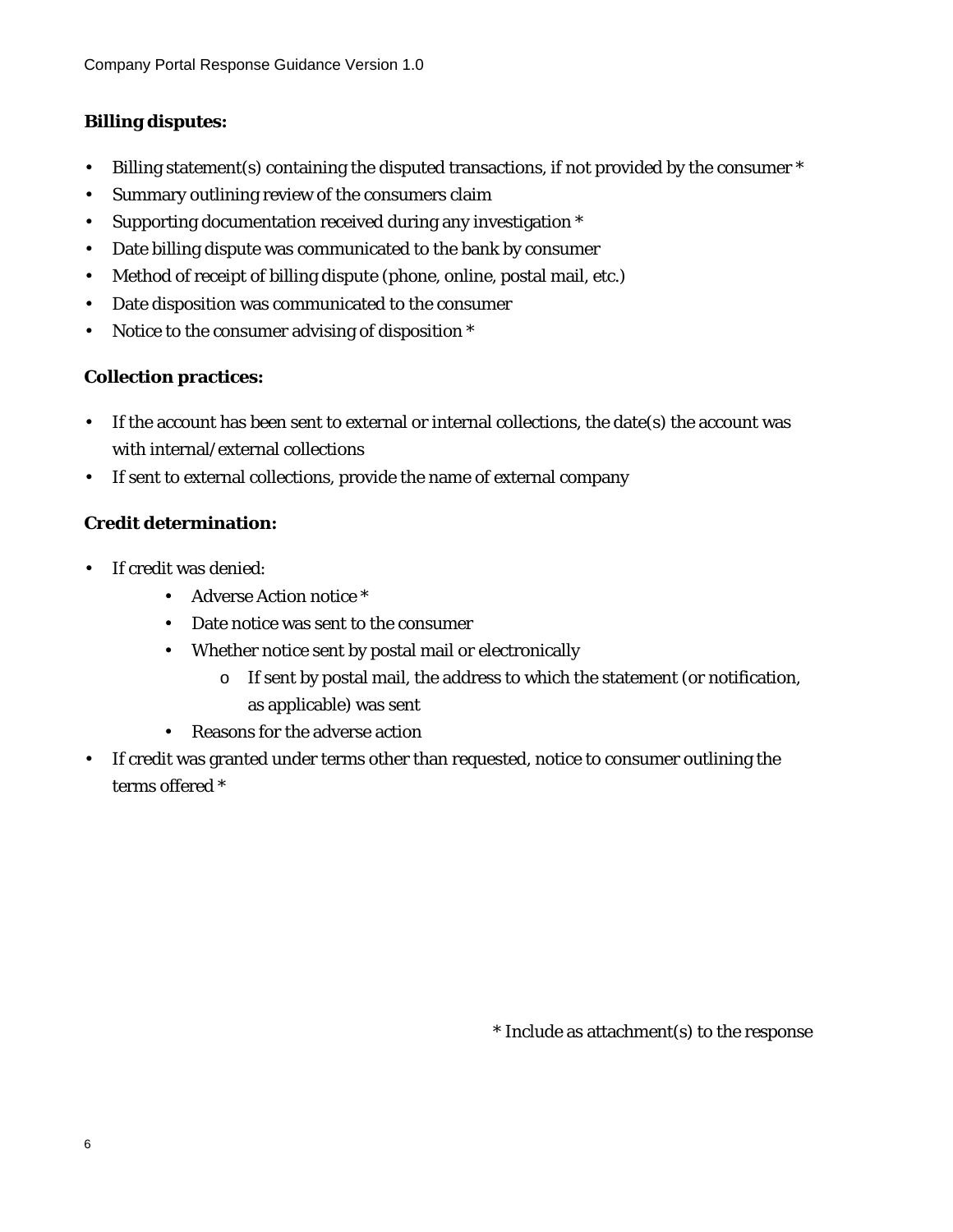**Billing disputes:**

- Billing statement(s) containing the disputed transactions, if not provided by the consumer *
- Summary outlining review of the consumers claim
- Supporting documentation received during any investigation *
- Date billing dispute was communicated to the bank by consumer
- Method of receipt of billing dispute (phone, online, postal mail, etc.)
- Date disposition was communicated to the consumer
- Notice to the consumer advising of disposition *

**Collection practices:**

- If the account has been sent to external or internal collections, the date(s) the account was with internal/external collections
- If sent to external collections, provide the name of external company

**Credit determination:**

- If credit was denied:
    - Adverse Action notice *
    - Date notice was sent to the consumer
    - Whether notice sent by postal mail or electronically
        - If sent by postal mail, the address to which the statement (or notification, as applicable) was sent
    - Reasons for the adverse action
- If credit was granted under terms other than requested, notice to consumer outlining the terms offered *

* Include as attachment(s) to the response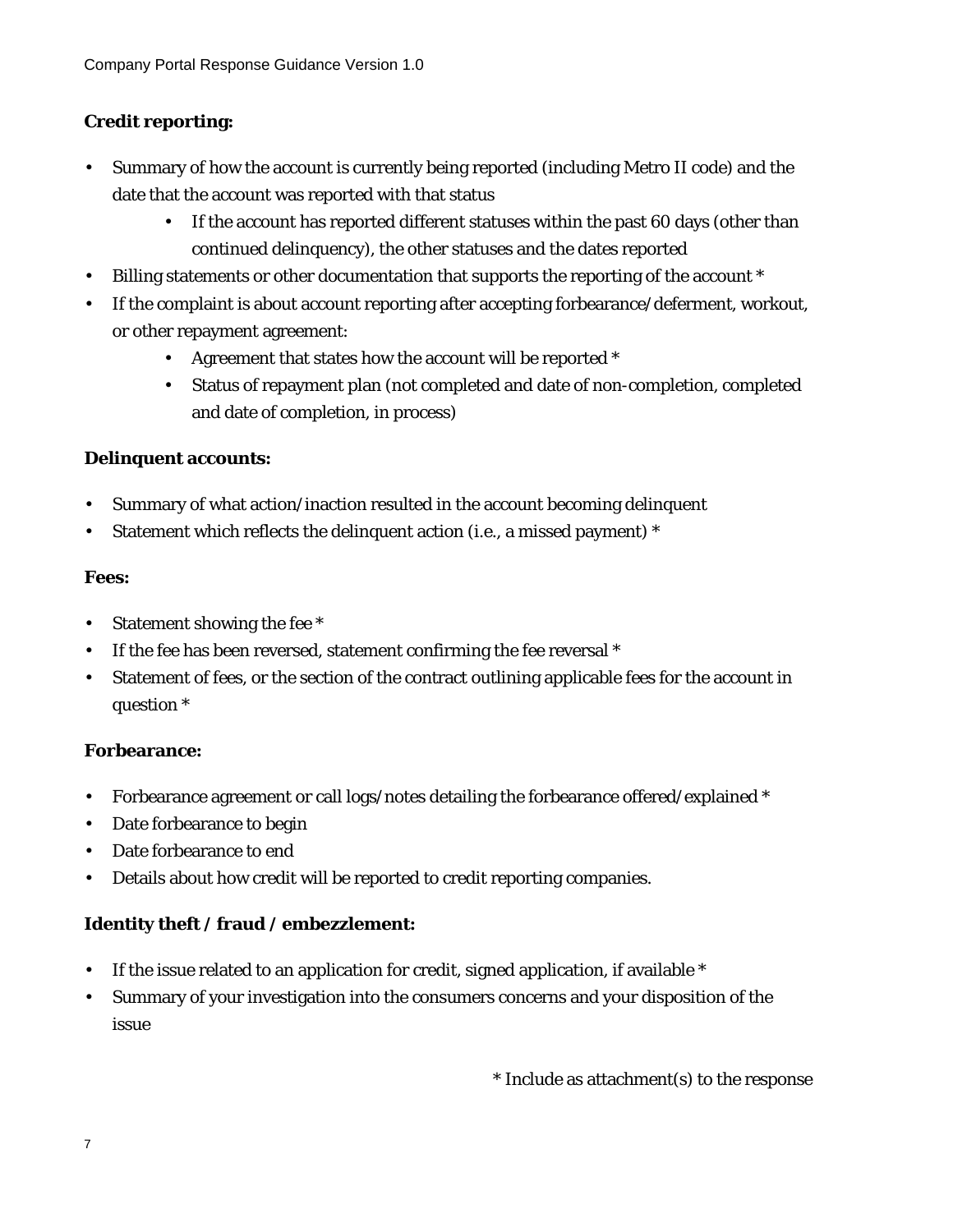**Credit reporting:**

- Summary of how the account is currently being reported (including Metro II code) and the date that the account was reported with that status
    - If the account has reported different statuses within the past 60 days (other than continued delinquency), the other statuses and the dates reported
- Billing statements or other documentation that supports the reporting of the account *
- If the complaint is about account reporting after accepting forbearance/deferment, workout, or other repayment agreement:
    - Agreement that states how the account will be reported *
    - Status of repayment plan (not completed and date of non-completion, completed and date of completion, in process)

**Delinquent accounts:**

- Summary of what action/inaction resulted in the account becoming delinquent
- Statement which reflects the delinquent action (i.e., a missed payment) *

**Fees:**

- Statement showing the fee *
- If the fee has been reversed, statement confirming the fee reversal *
- Statement of fees, or the section of the contract outlining applicable fees for the account in question *

**Forbearance:**

- Forbearance agreement or call logs/notes detailing the forbearance offered/explained *
- Date forbearance to begin
- Date forbearance to end
- Details about how credit will be reported to credit reporting companies.

**Identity theft / fraud / embezzlement:**

- If the issue related to an application for credit, signed application, if available *
- Summary of your investigation into the consumers concerns and your disposition of the issue

\* Include as attachment(s) to the response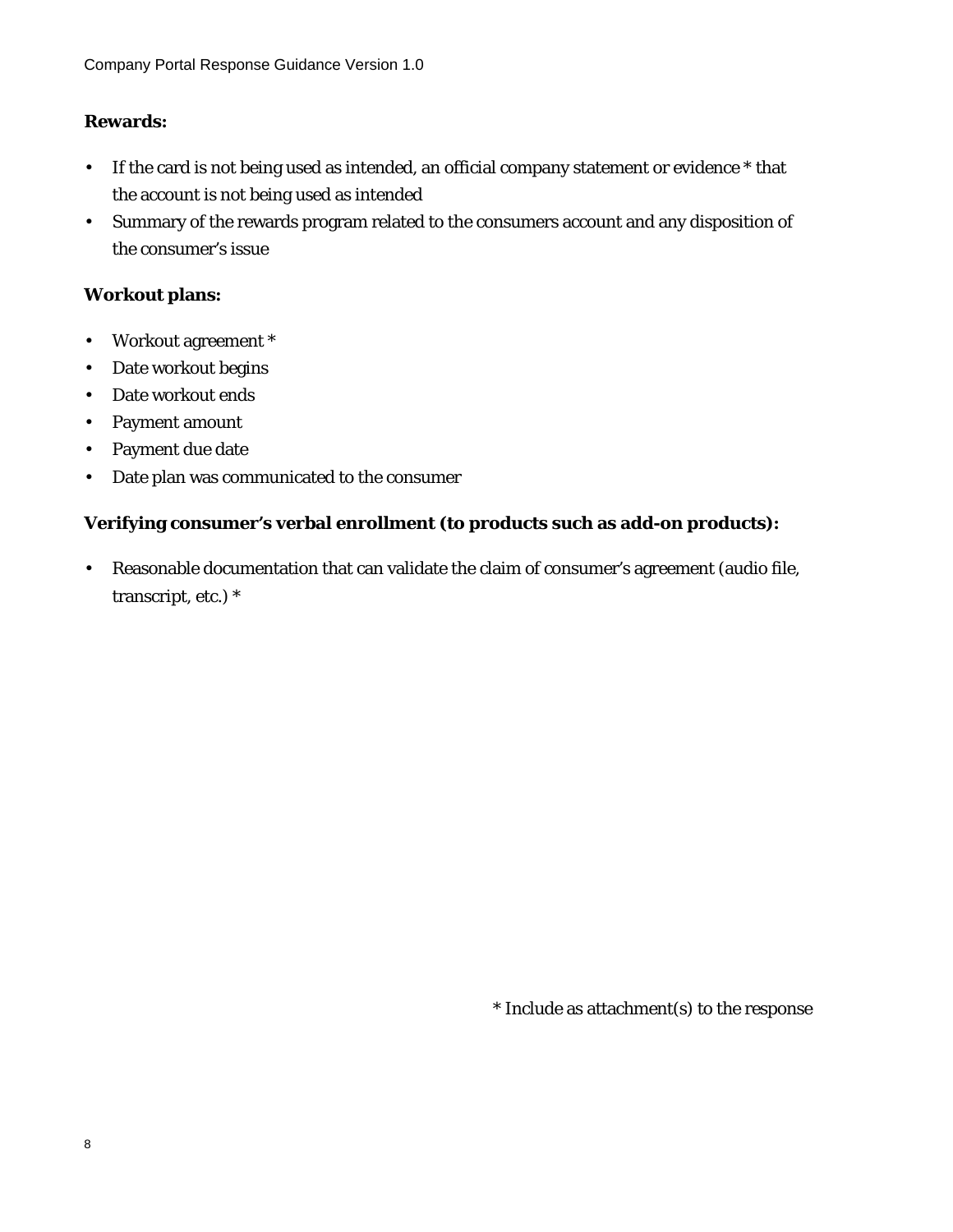**Rewards:**

- If the card is not being used as intended, an official company statement or evidence * that the account is not being used as intended
- Summary of the rewards program related to the consumers account and any disposition of the consumer's issue

**Workout plans:**

- Workout agreement *
- Date workout begins
- Date workout ends
- Payment amount
- Payment due date
- Date plan was communicated to the consumer

**Verifying consumer's verbal enrollment (to products such as add-on products):**

- Reasonable documentation that can validate the claim of consumer's agreement (audio file, transcript, etc.) *

* Include as attachment(s) to the response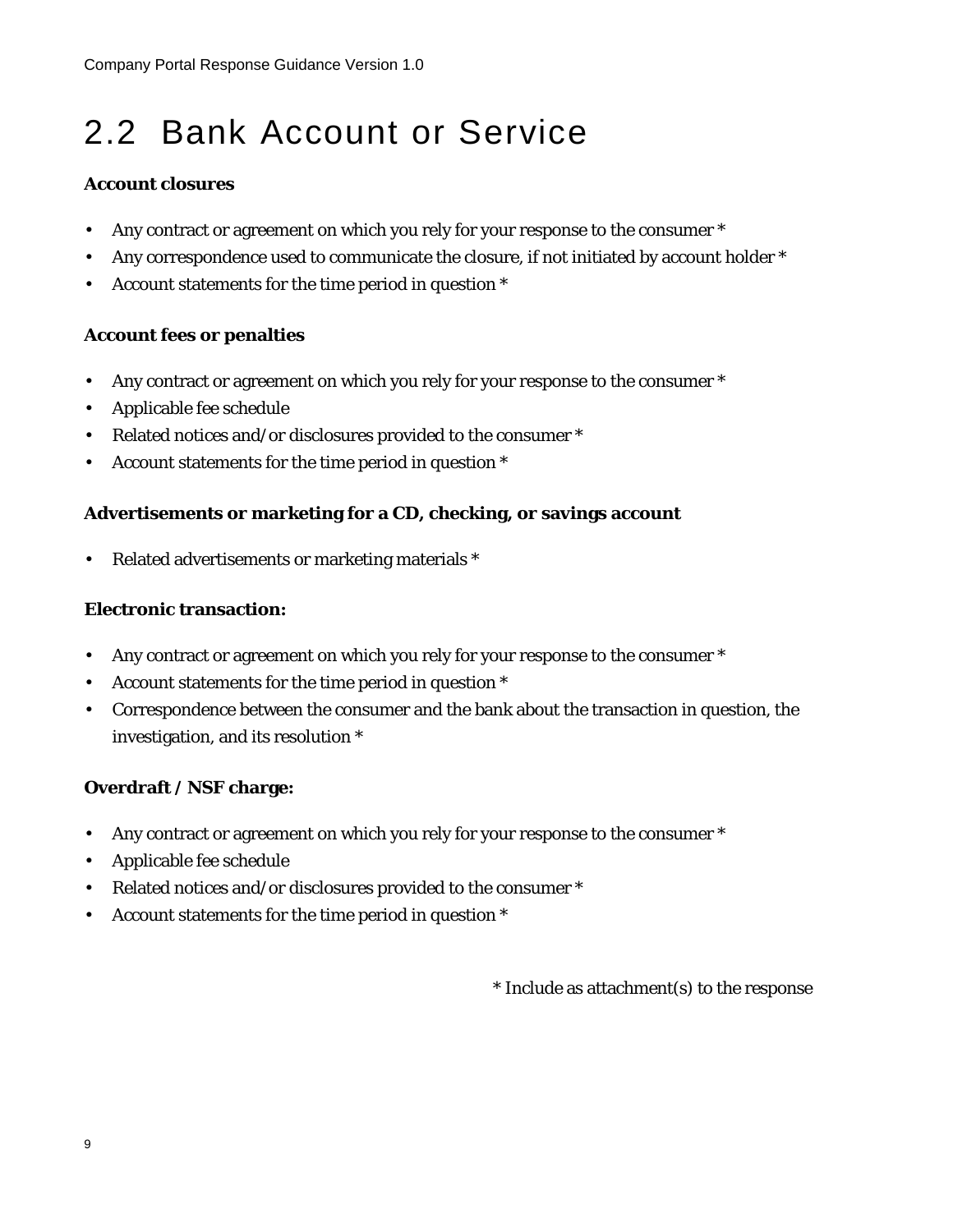## 2.2 Bank Account or Service

**Account closures**

- Any contract or agreement on which you rely for your response to the consumer *
- Any correspondence used to communicate the closure, if not initiated by account holder *
- Account statements for the time period in question *

**Account fees or penalties**

- Any contract or agreement on which you rely for your response to the consumer *
- Applicable fee schedule
- Related notices and/or disclosures provided to the consumer *
- Account statements for the time period in question *

**Advertisements or marketing for a CD, checking, or savings account**

- Related advertisements or marketing materials *

**Electronic transaction:**

- Any contract or agreement on which you rely for your response to the consumer *
- Account statements for the time period in question *
- Correspondence between the consumer and the bank about the transaction in question, the investigation, and its resolution *

**Overdraft / NSF charge:**

- Any contract or agreement on which you rely for your response to the consumer *
- Applicable fee schedule
- Related notices and/or disclosures provided to the consumer *
- Account statements for the time period in question *

* Include as attachment(s) to the response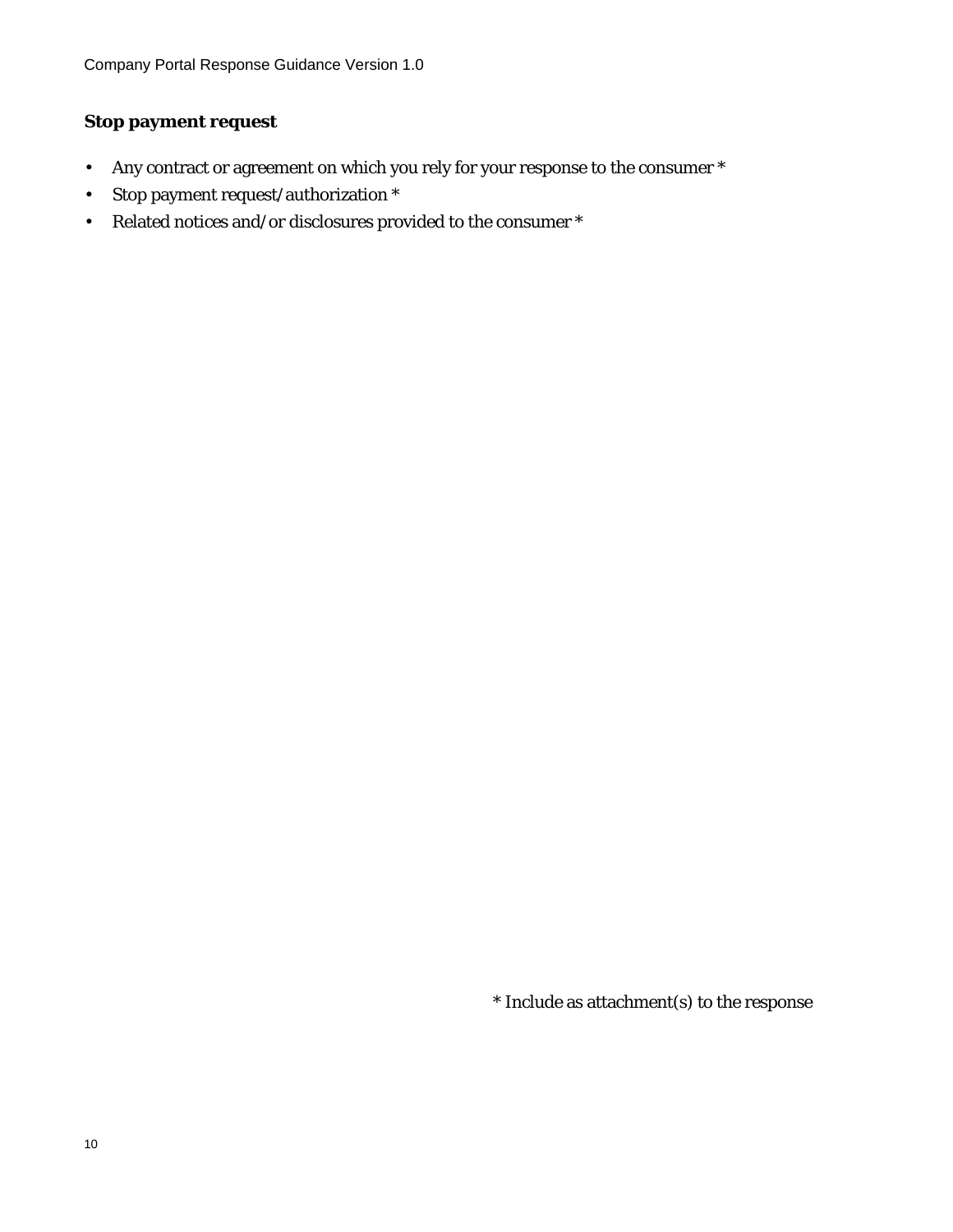**Stop payment request**

- Any contract or agreement on which you rely for your response to the consumer *
- Stop payment request/authorization *
- Related notices and/or disclosures provided to the consumer *

* Include as attachment(s) to the response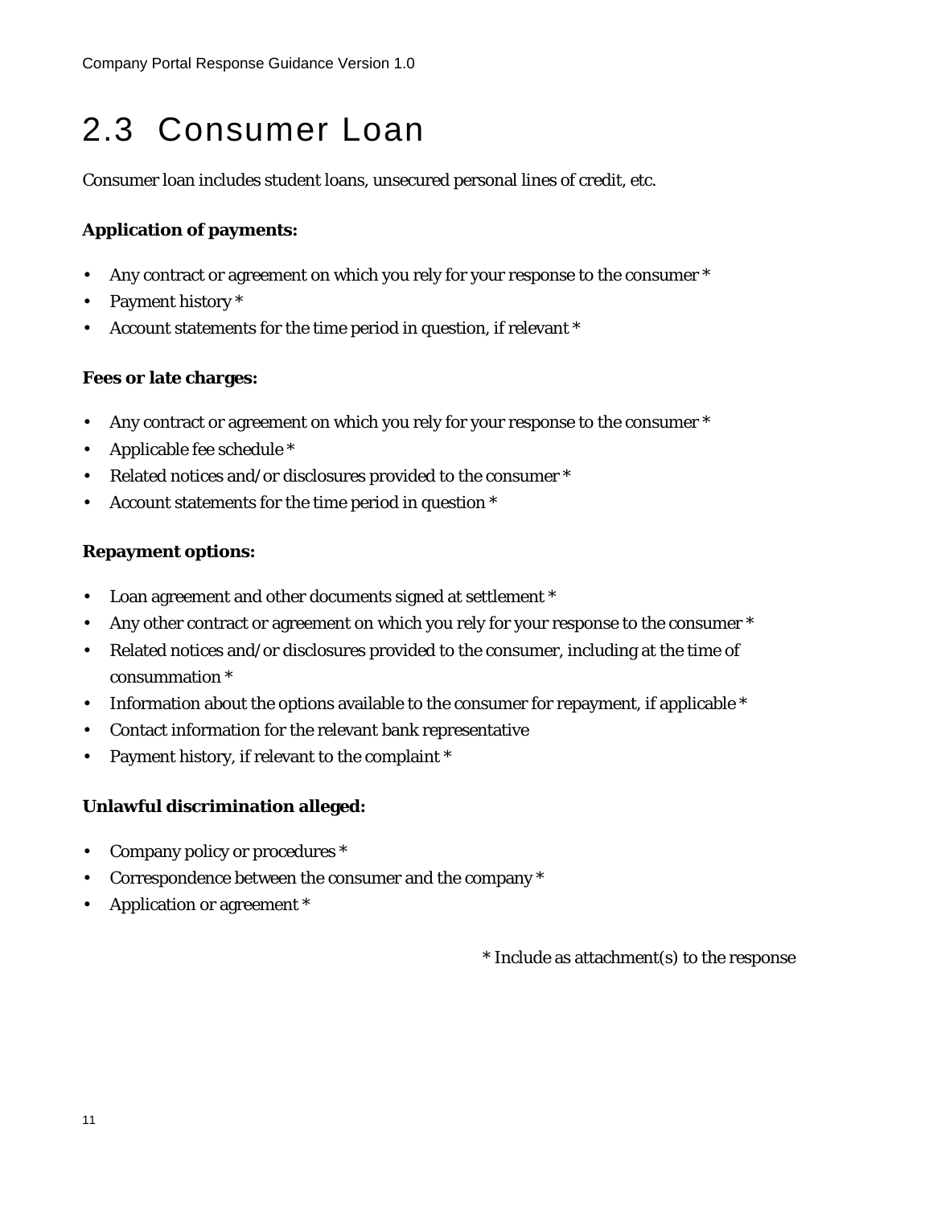## 2.3 Consumer Loan

Consumer loan includes student loans, unsecured personal lines of credit, etc.

**Application of payments:**

- Any contract or agreement on which you rely for your response to the consumer *
- Payment history *
- Account statements for the time period in question, if relevant *

**Fees or late charges:**

- Any contract or agreement on which you rely for your response to the consumer *
- Applicable fee schedule *
- Related notices and/or disclosures provided to the consumer *
- Account statements for the time period in question *

**Repayment options:**

- Loan agreement and other documents signed at settlement *
- Any other contract or agreement on which you rely for your response to the consumer *
- Related notices and/or disclosures provided to the consumer, including at the time of consummation *
- Information about the options available to the consumer for repayment, if applicable *
- Contact information for the relevant bank representative
- Payment history, if relevant to the complaint *

**Unlawful discrimination alleged:**

- Company policy or procedures *
- Correspondence between the consumer and the company *
- Application or agreement *

* Include as attachment(s) to the response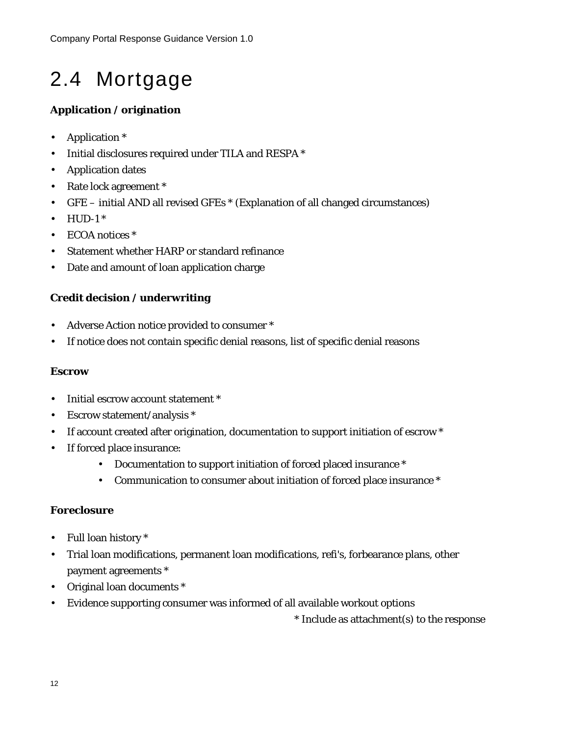## 2.4 Mortgage

**Application / origination**

- Application *
- Initial disclosures required under TILA and RESPA *
- Application dates
- Rate lock agreement *
- GFE – initial AND all revised GFEs * (Explanation of all changed circumstances)
- HUD-1 *
- ECOA notices *
- Statement whether HARP or standard refinance
- Date and amount of loan application charge

**Credit decision / underwriting**

- Adverse Action notice provided to consumer *
- If notice does not contain specific denial reasons, list of specific denial reasons

**Escrow**

- Initial escrow account statement *
- Escrow statement/analysis *
- If account created after origination, documentation to support initiation of escrow *
- If forced place insurance:
    - Documentation to support initiation of forced placed insurance *
    - Communication to consumer about initiation of forced place insurance *

**Foreclosure**

- Full loan history *
- Trial loan modifications, permanent loan modifications, refi's, forbearance plans, other payment agreements *
- Original loan documents *
- Evidence supporting consumer was informed of all available workout options

* Include as attachment(s) to the response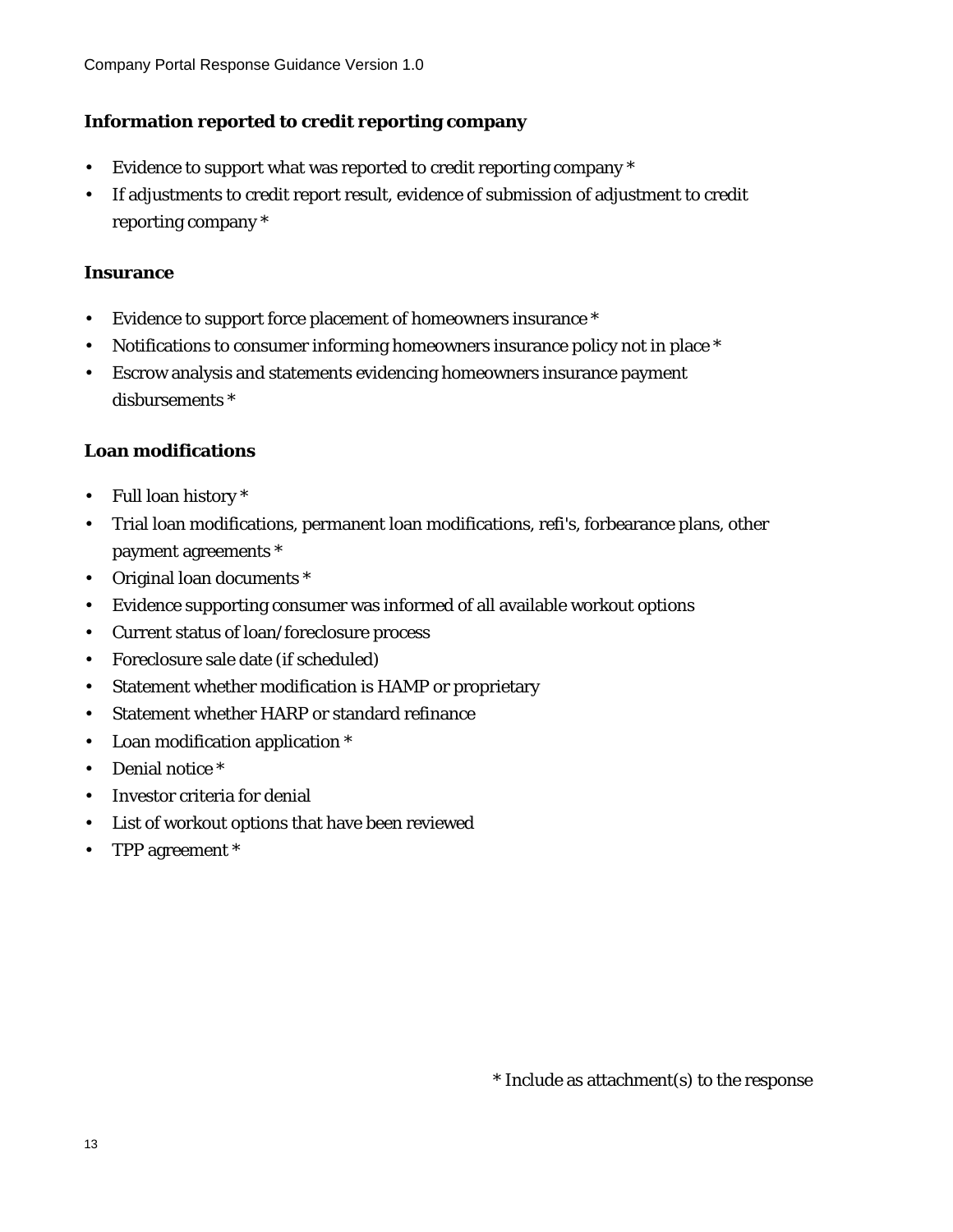**Information reported to credit reporting company**

- Evidence to support what was reported to credit reporting company *
- If adjustments to credit report result, evidence of submission of adjustment to credit reporting company *

**Insurance**

- Evidence to support force placement of homeowners insurance *
- Notifications to consumer informing homeowners insurance policy not in place *
- Escrow analysis and statements evidencing homeowners insurance payment disbursements *

**Loan modifications**

- Full loan history *
- Trial loan modifications, permanent loan modifications, refi's, forbearance plans, other payment agreements *
- Original loan documents *
- Evidence supporting consumer was informed of all available workout options
- Current status of loan/foreclosure process
- Foreclosure sale date (if scheduled)
- Statement whether modification is HAMP or proprietary
- Statement whether HARP or standard refinance
- Loan modification application *
- Denial notice *
- Investor criteria for denial
- List of workout options that have been reviewed
- TPP agreement *

\* Include as attachment(s) to the response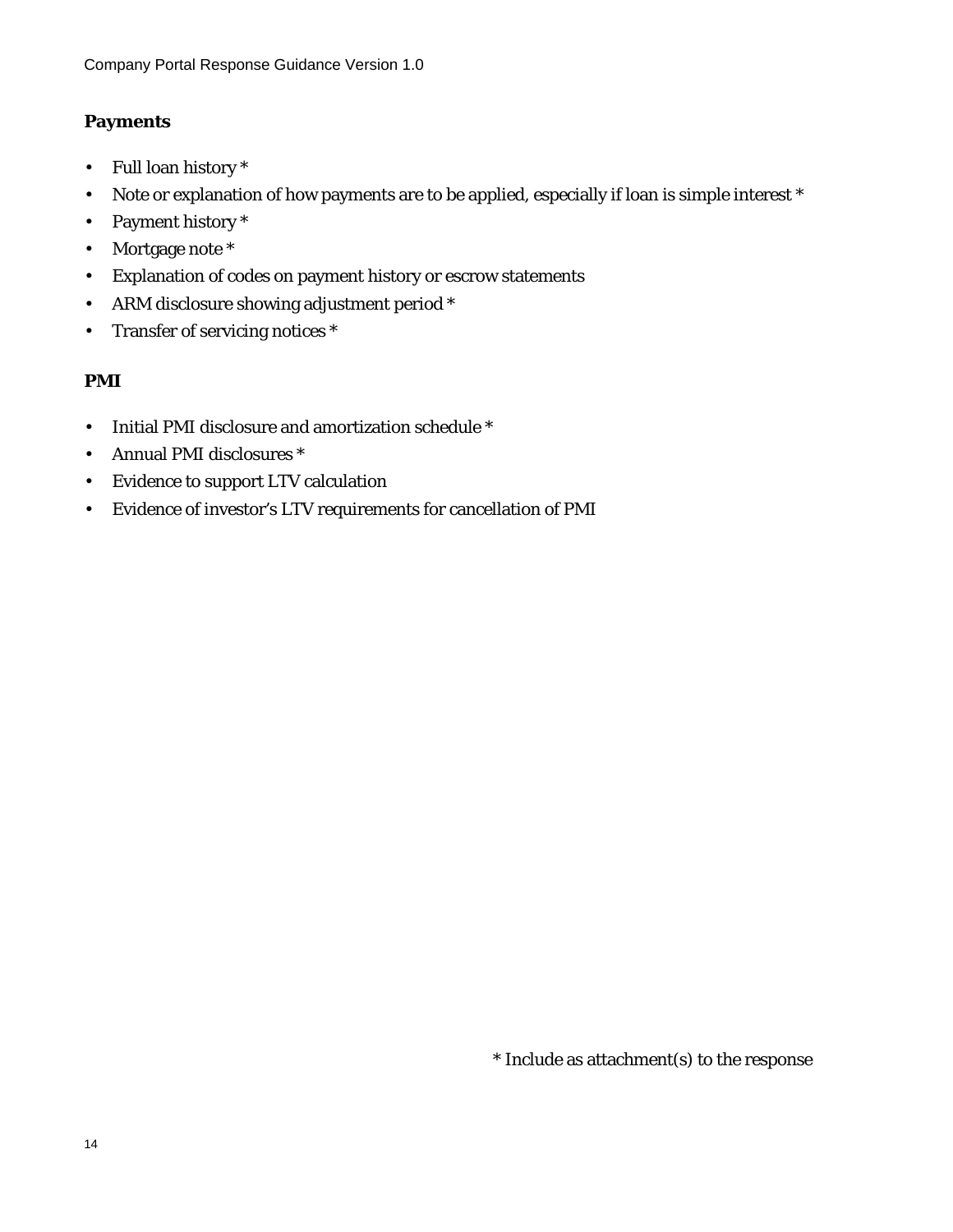**Payments**

- Full loan history *
- Note or explanation of how payments are to be applied, especially if loan is simple interest *
- Payment history *
- Mortgage note *
- Explanation of codes on payment history or escrow statements
- ARM disclosure showing adjustment period *
- Transfer of servicing notices *

**PMI**

- Initial PMI disclosure and amortization schedule *
- Annual PMI disclosures *
- Evidence to support LTV calculation
- Evidence of investor's LTV requirements for cancellation of PMI

\* Include as attachment(s) to the response